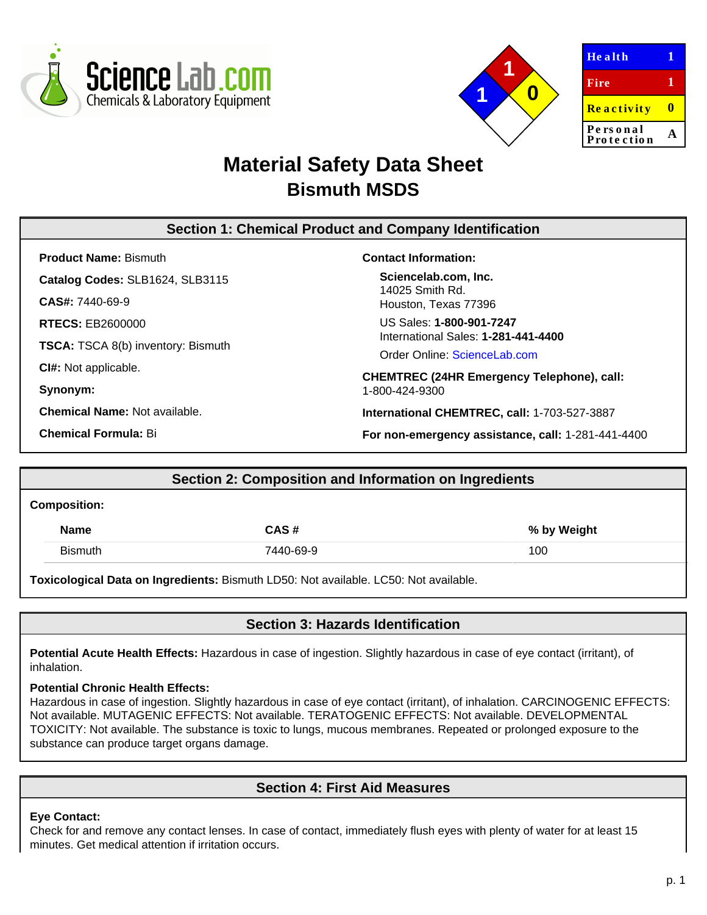| Health | 1 |
|---|---|
| Fire | 1 |
| Reactivity | 0 |
| Personal Protection | A |

# Material Safety Data Sheet
## Bismuth MSDS

## Section 1: Chemical Product and Company Identification

**Product Name:** Bismuth

**Catalog Codes:** SLB1624, SLB3115

**CAS#:** 7440-69-9

**RTECS:** EB2600000

**TSCA:** TSCA 8(b) inventory: Bismuth

**CI#:** Not applicable.

**Synonym:**

**Chemical Name:** Not available.

**Chemical Formula:** Bi

**Contact Information:**

**Sciencelab.com, Inc.**
14025 Smith Rd.
Houston, Texas 77396

US Sales: **1-800-901-7247**
International Sales: **1-281-441-4400**

Order Online: ScienceLab.com

**CHEMTREC (24HR Emergency Telephone), call:**
1-800-424-9300

**International CHEMTREC, call:** 1-703-527-3887

**For non-emergency assistance, call:** 1-281-441-4400

## Section 2: Composition and Information on Ingredients

**Composition:**

| Name | CAS # | % by Weight |
|---|---|---|
| Bismuth | 7440-69-9 | 100 |

**Toxicological Data on Ingredients:** Bismuth LD50: Not available. LC50: Not available.

## Section 3: Hazards Identification

**Potential Acute Health Effects:** Hazardous in case of ingestion. Slightly hazardous in case of eye contact (irritant), of inhalation.

**Potential Chronic Health Effects:**
Hazardous in case of ingestion. Slightly hazardous in case of eye contact (irritant), of inhalation. CARCINOGENIC EFFECTS: Not available. MUTAGENIC EFFECTS: Not available. TERATOGENIC EFFECTS: Not available. DEVELOPMENTAL TOXICITY: Not available. The substance is toxic to lungs, mucous membranes. Repeated or prolonged exposure to the substance can produce target organs damage.

## Section 4: First Aid Measures

**Eye Contact:**
Check for and remove any contact lenses. In case of contact, immediately flush eyes with plenty of water for at least 15 minutes. Get medical attention if irritation occurs.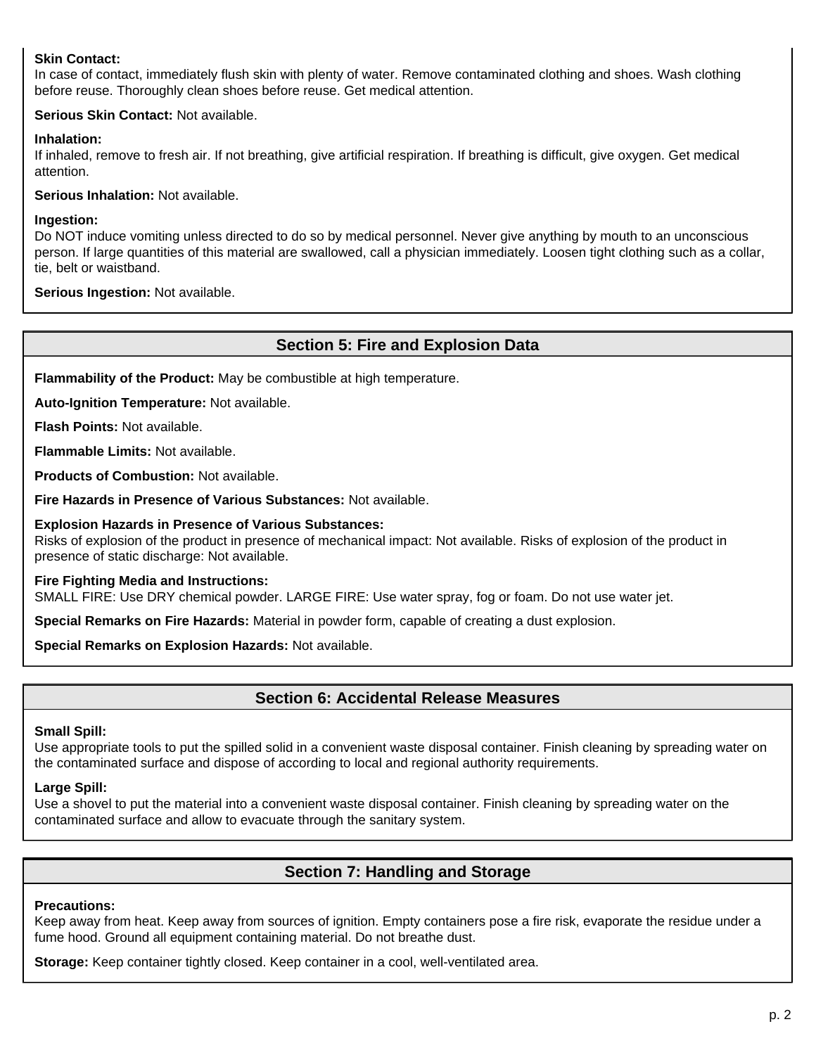**Skin Contact:**
In case of contact, immediately flush skin with plenty of water. Remove contaminated clothing and shoes. Wash clothing before reuse. Thoroughly clean shoes before reuse. Get medical attention.

**Serious Skin Contact:** Not available.

**Inhalation:**
If inhaled, remove to fresh air. If not breathing, give artificial respiration. If breathing is difficult, give oxygen. Get medical attention.

**Serious Inhalation:** Not available.

**Ingestion:**
Do NOT induce vomiting unless directed to do so by medical personnel. Never give anything by mouth to an unconscious person. If large quantities of this material are swallowed, call a physician immediately. Loosen tight clothing such as a collar, tie, belt or waistband.

**Serious Ingestion:** Not available.

## Section 5: Fire and Explosion Data

**Flammability of the Product:** May be combustible at high temperature.

**Auto-Ignition Temperature:** Not available.

**Flash Points:** Not available.

**Flammable Limits:** Not available.

**Products of Combustion:** Not available.

**Fire Hazards in Presence of Various Substances:** Not available.

**Explosion Hazards in Presence of Various Substances:**
Risks of explosion of the product in presence of mechanical impact: Not available. Risks of explosion of the product in presence of static discharge: Not available.

**Fire Fighting Media and Instructions:**
SMALL FIRE: Use DRY chemical powder. LARGE FIRE: Use water spray, fog or foam. Do not use water jet.

**Special Remarks on Fire Hazards:** Material in powder form, capable of creating a dust explosion.

**Special Remarks on Explosion Hazards:** Not available.

## Section 6: Accidental Release Measures

**Small Spill:**
Use appropriate tools to put the spilled solid in a convenient waste disposal container. Finish cleaning by spreading water on the contaminated surface and dispose of according to local and regional authority requirements.

**Large Spill:**
Use a shovel to put the material into a convenient waste disposal container. Finish cleaning by spreading water on the contaminated surface and allow to evacuate through the sanitary system.

## Section 7: Handling and Storage

**Precautions:**
Keep away from heat. Keep away from sources of ignition. Empty containers pose a fire risk, evaporate the residue under a fume hood. Ground all equipment containing material. Do not breathe dust.

**Storage:** Keep container tightly closed. Keep container in a cool, well-ventilated area.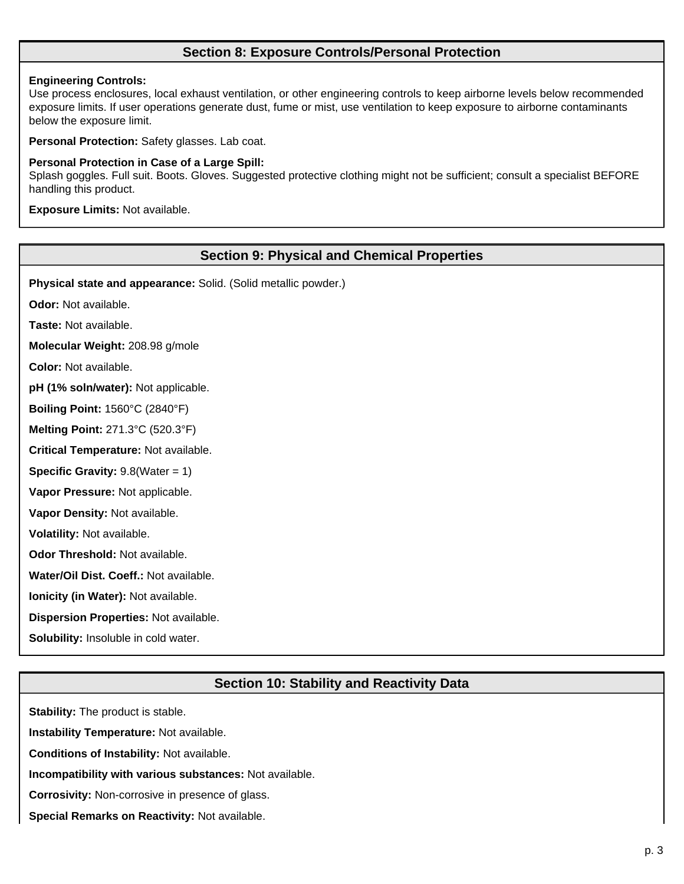## Section 8: Exposure Controls/Personal Protection

**Engineering Controls:**
Use process enclosures, local exhaust ventilation, or other engineering controls to keep airborne levels below recommended exposure limits. If user operations generate dust, fume or mist, use ventilation to keep exposure to airborne contaminants below the exposure limit.

**Personal Protection:** Safety glasses. Lab coat.

**Personal Protection in Case of a Large Spill:**
Splash goggles. Full suit. Boots. Gloves. Suggested protective clothing might not be sufficient; consult a specialist BEFORE handling this product.

**Exposure Limits:** Not available.

## Section 9: Physical and Chemical Properties

**Physical state and appearance:** Solid. (Solid metallic powder.)

**Odor:** Not available.

**Taste:** Not available.

**Molecular Weight:** 208.98 g/mole

**Color:** Not available.

**pH (1% soln/water):** Not applicable.

**Boiling Point:** 1560°C (2840°F)

**Melting Point:** 271.3°C (520.3°F)

**Critical Temperature:** Not available.

**Specific Gravity:** 9.8(Water = 1)

**Vapor Pressure:** Not applicable.

**Vapor Density:** Not available.

**Volatility:** Not available.

**Odor Threshold:** Not available.

**Water/Oil Dist. Coeff.:** Not available.

**Ionicity (in Water):** Not available.

**Dispersion Properties:** Not available.

**Solubility:** Insoluble in cold water.

## Section 10: Stability and Reactivity Data

**Stability:** The product is stable.

**Instability Temperature:** Not available.

**Conditions of Instability:** Not available.

**Incompatibility with various substances:** Not available.

**Corrosivity:** Non-corrosive in presence of glass.

**Special Remarks on Reactivity:** Not available.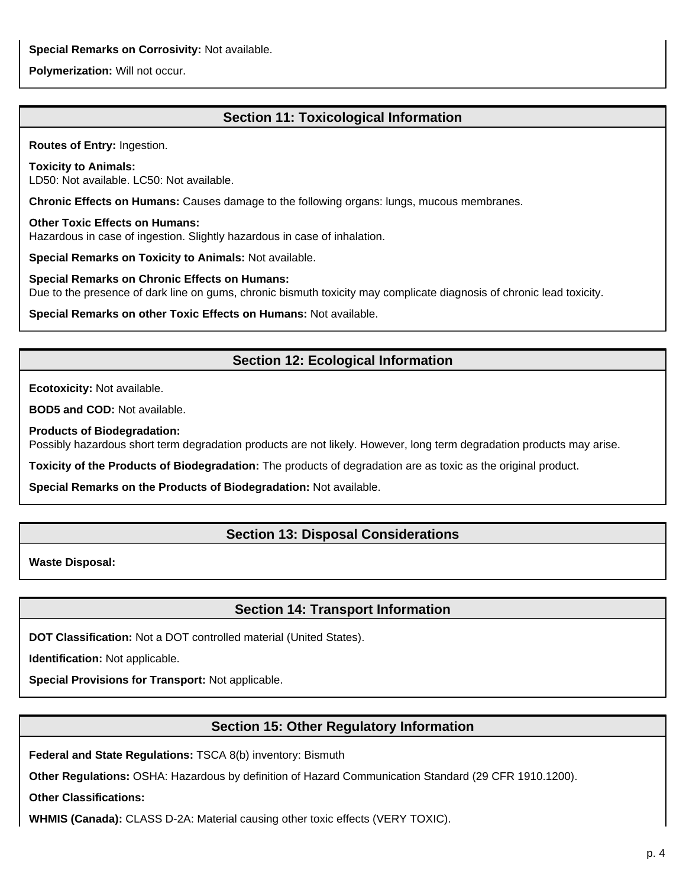**Special Remarks on Corrosivity:** Not available.

**Polymerization:** Will not occur.

## Section 11: Toxicological Information

**Routes of Entry:** Ingestion.

**Toxicity to Animals:**
LD50: Not available. LC50: Not available.

**Chronic Effects on Humans:** Causes damage to the following organs: lungs, mucous membranes.

**Other Toxic Effects on Humans:**
Hazardous in case of ingestion. Slightly hazardous in case of inhalation.

**Special Remarks on Toxicity to Animals:** Not available.

**Special Remarks on Chronic Effects on Humans:**
Due to the presence of dark line on gums, chronic bismuth toxicity may complicate diagnosis of chronic lead toxicity.

**Special Remarks on other Toxic Effects on Humans:** Not available.

## Section 12: Ecological Information

**Ecotoxicity:** Not available.

**BOD5 and COD:** Not available.

**Products of Biodegradation:**
Possibly hazardous short term degradation products are not likely. However, long term degradation products may arise.

**Toxicity of the Products of Biodegradation:** The products of degradation are as toxic as the original product.

**Special Remarks on the Products of Biodegradation:** Not available.

## Section 13: Disposal Considerations

**Waste Disposal:**

## Section 14: Transport Information

**DOT Classification:** Not a DOT controlled material (United States).

**Identification:** Not applicable.

**Special Provisions for Transport:** Not applicable.

## Section 15: Other Regulatory Information

**Federal and State Regulations:** TSCA 8(b) inventory: Bismuth

**Other Regulations:** OSHA: Hazardous by definition of Hazard Communication Standard (29 CFR 1910.1200).

**Other Classifications:**

**WHMIS (Canada):** CLASS D-2A: Material causing other toxic effects (VERY TOXIC).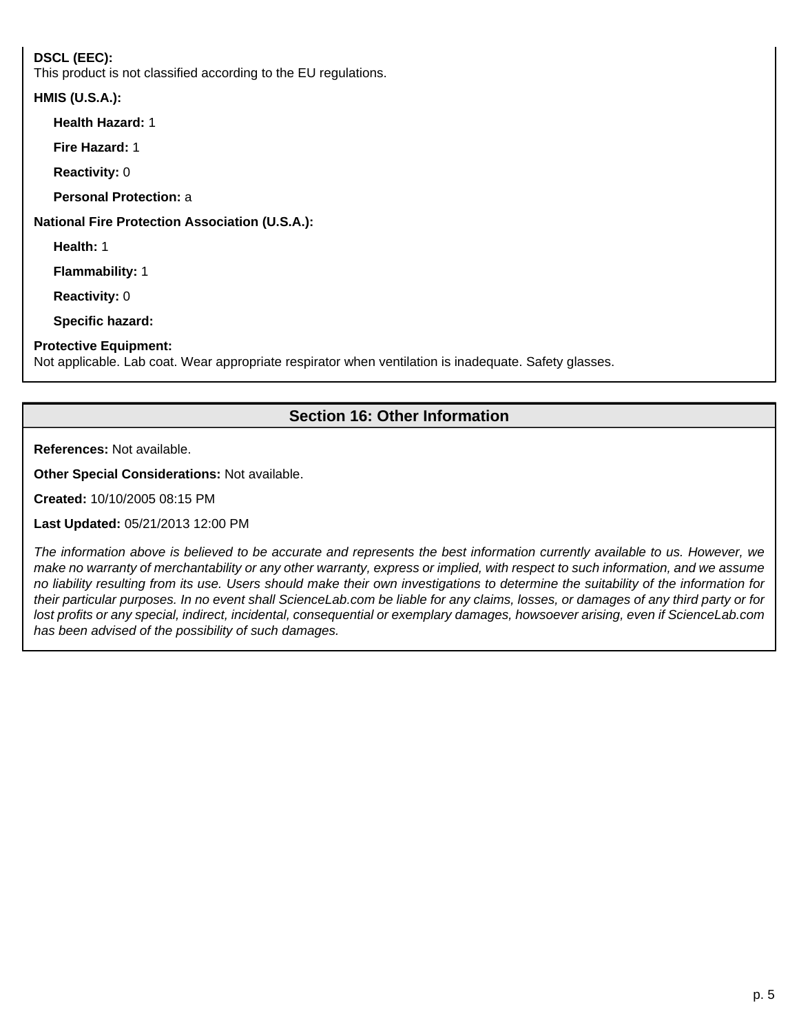**DSCL (EEC):**
This product is not classified according to the EU regulations.

**HMIS (U.S.A.):**

**Health Hazard:** 1

**Fire Hazard:** 1

**Reactivity:** 0

**Personal Protection:** a

**National Fire Protection Association (U.S.A.):**

**Health:** 1

**Flammability:** 1

**Reactivity:** 0

**Specific hazard:**

**Protective Equipment:**
Not applicable. Lab coat. Wear appropriate respirator when ventilation is inadequate. Safety glasses.

## Section 16: Other Information

**References:** Not available.

**Other Special Considerations:** Not available.

**Created:** 10/10/2005 08:15 PM

**Last Updated:** 05/21/2013 12:00 PM

*The information above is believed to be accurate and represents the best information currently available to us. However, we make no warranty of merchantability or any other warranty, express or implied, with respect to such information, and we assume no liability resulting from its use. Users should make their own investigations to determine the suitability of the information for their particular purposes. In no event shall ScienceLab.com be liable for any claims, losses, or damages of any third party or for lost profits or any special, indirect, incidental, consequential or exemplary damages, howsoever arising, even if ScienceLab.com has been advised of the possibility of such damages.*